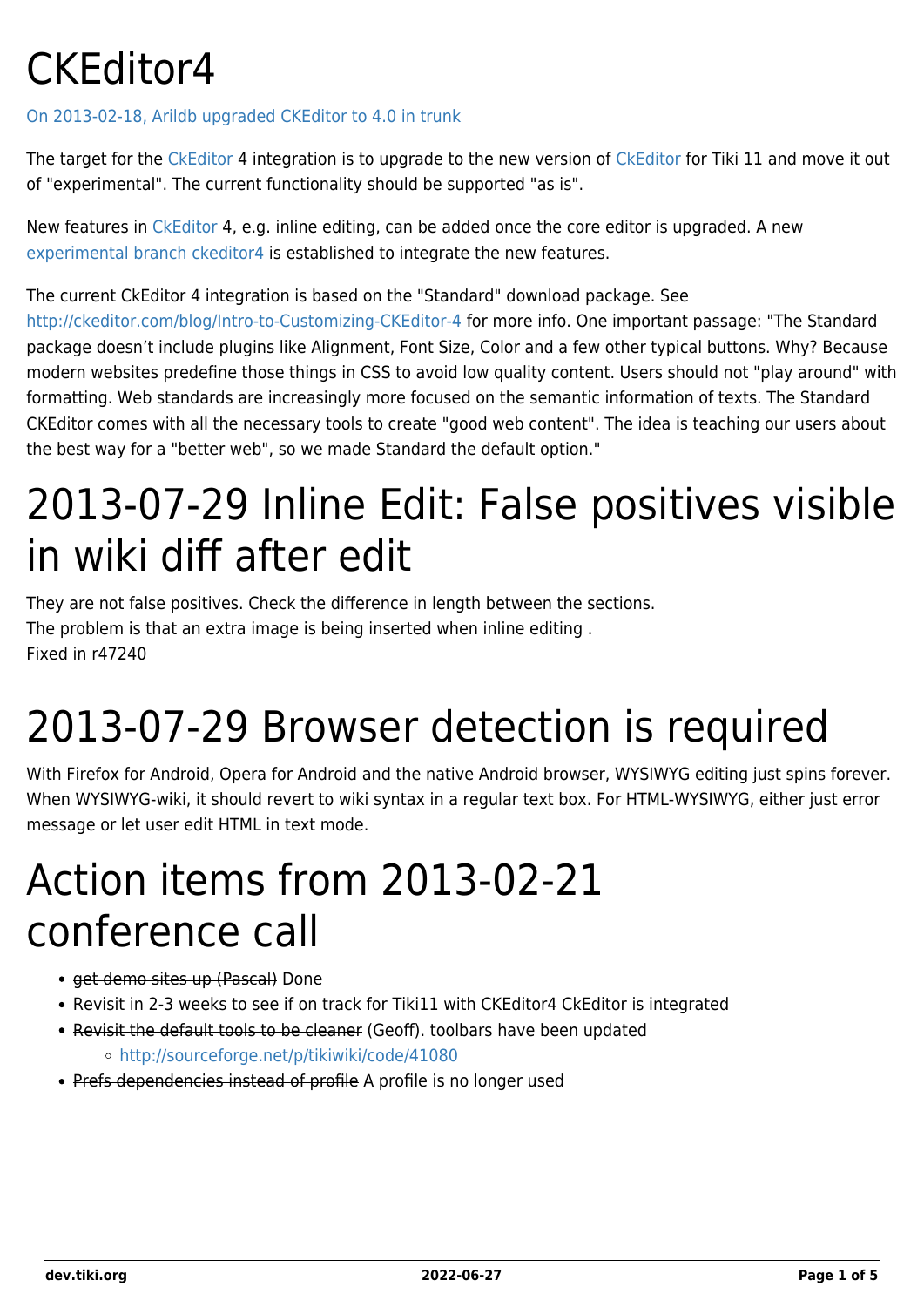# CKEditor4

On 2013-02-18, Arildb upgraded CKEditor to 4.0 in trunk

The target for the CkEditor 4 integration is to upgrade to the new version of CkEditor for Tiki 11 and move it out of "experimental". The current functionality should be supported "as is".

New features in CkEditor 4, e.g. inline editing, can be added once the core editor is upgraded. A new experimental branch ckeditor4 is established to integrate the new features.

The current CkEditor 4 integration is based on the "Standard" download package. See http://ckeditor.com/blog/Intro-to-Customizing-CKEditor-4 for more info. One important passage: "The Standard package doesn't include plugins like Alignment, Font Size, Color and a few other typical buttons. Why? Because modern websites predefine those things in CSS to avoid low quality content. Users should not "play around" with formatting. Web standards are increasingly more focused on the semantic information of texts. The Standard CKEditor comes with all the necessary tools to create "good web content". The idea is teaching our users about the best way for a "better web", so we made Standard the default option."

# 2013-07-29 Inline Edit: False positives visible in wiki diff after edit

They are not false positives. Check the difference in length between the sections.
The problem is that an extra image is being inserted when inline editing .
Fixed in r47240

# 2013-07-29 Browser detection is required

With Firefox for Android, Opera for Android and the native Android browser, WYSIWYG editing just spins forever. When WYSIWYG-wiki, it should revert to wiki syntax in a regular text box. For HTML-WYSIWYG, either just error message or let user edit HTML in text mode.

# Action items from 2013-02-21 conference call

- ~~get demo sites up (Pascal)~~ Done
- ~~Revisit in 2-3 weeks to see if on track for Tiki11 with CKEditor4~~ CkEditor is integrated
- ~~Revisit the default tools to be cleaner~~ (Geoff). toolbars have been updated
  - http://sourceforge.net/p/tikiwiki/code/41080
- ~~Prefs dependencies instead of profile~~ A profile is no longer used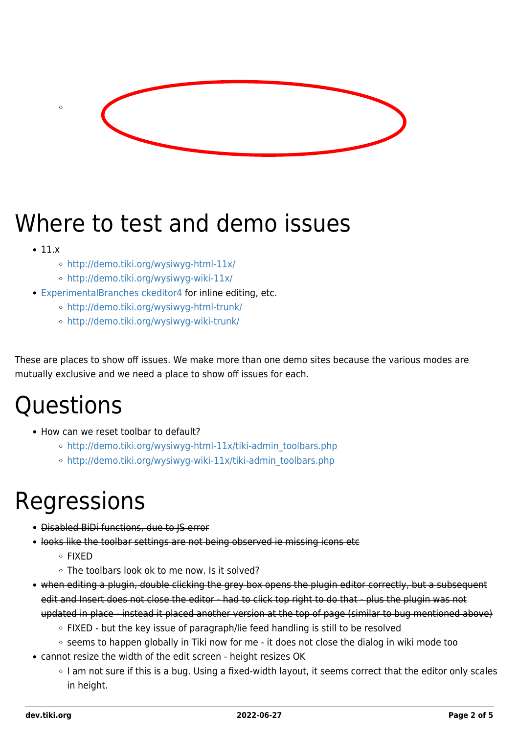- 

# Where to test and demo issues

- 11.x
  - http://demo.tiki.org/wysiwyg-html-11x/
  - http://demo.tiki.org/wysiwyg-wiki-11x/
- ExperimentalBranches ckeditor4 for inline editing, etc.
  - http://demo.tiki.org/wysiwyg-html-trunk/
  - http://demo.tiki.org/wysiwyg-wiki-trunk/

These are places to show off issues. We make more than one demo sites because the various modes are mutually exclusive and we need a place to show off issues for each.

# Questions

- How can we reset toolbar to default?
  - http://demo.tiki.org/wysiwyg-html-11x/tiki-admin_toolbars.php
  - http://demo.tiki.org/wysiwyg-wiki-11x/tiki-admin_toolbars.php

# Regressions

- ~~Disabled BiDi functions, due to JS error~~
- ~~looks like the toolbar settings are not being observed ie missing icons etc~~
  - FIXED
  - The toolbars look ok to me now. Is it solved?
- ~~when editing a plugin, double clicking the grey box opens the plugin editor correctly, but a subsequent edit and Insert does not close the editor - had to click top right to do that - plus the plugin was not updated in place - instead it placed another version at the top of page (similar to bug mentioned above)~~
  - FIXED - but the key issue of paragraph/lie feed handling is still to be resolved
  - seems to happen globally in Tiki now for me - it does not close the dialog in wiki mode too
- cannot resize the width of the edit screen - height resizes OK
  - I am not sure if this is a bug. Using a fixed-width layout, it seems correct that the editor only scales in height.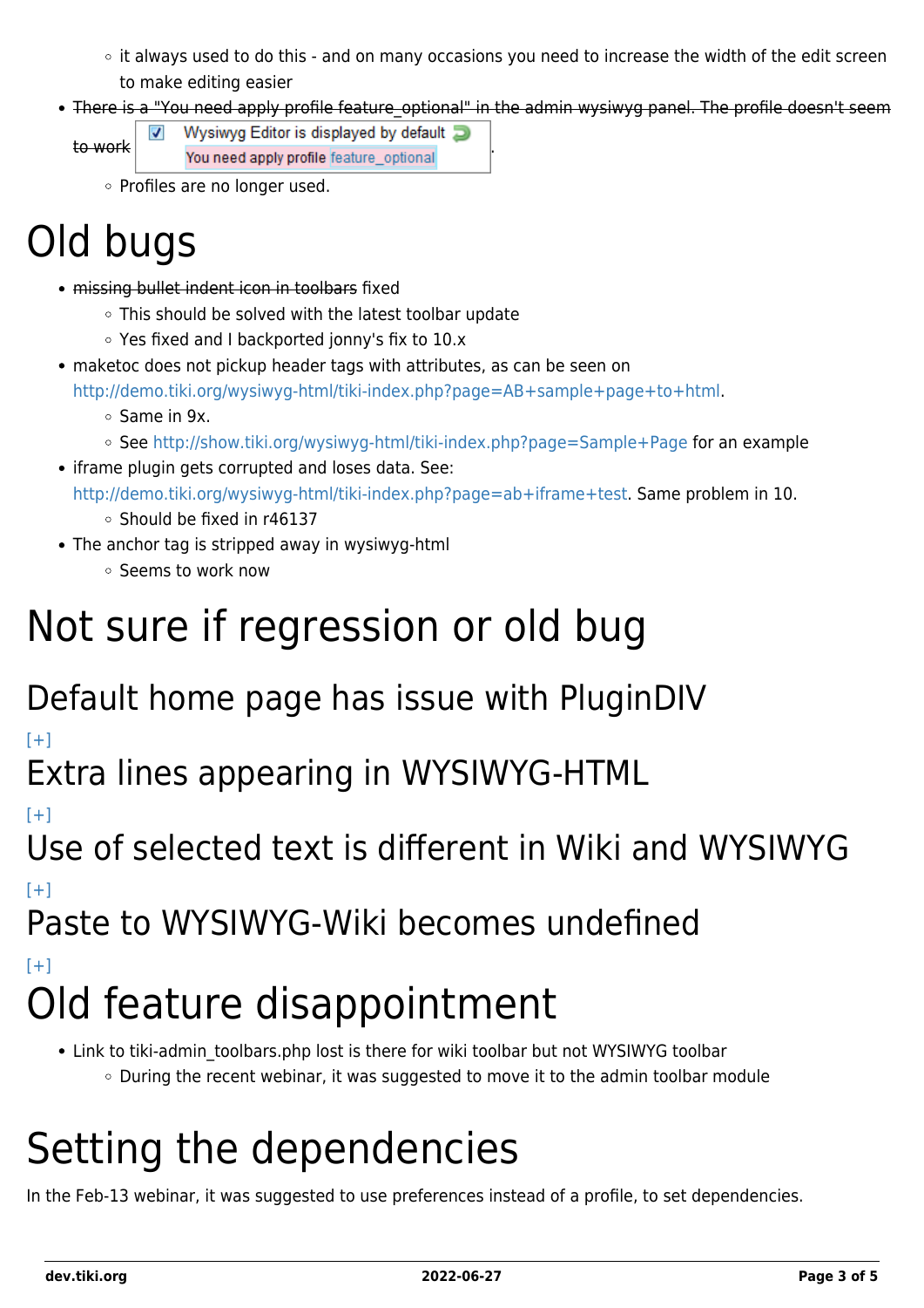- it always used to do this - and on many occasions you need to increase the width of the edit screen to make editing easier
- ~~There is a "You need apply profile feature_optional" in the admin wysiwyg panel. The profile doesn't seem to work~~ Wysiwyg Editor is displayed by default You need apply profile feature_optional .
    - Profiles are no longer used.

# Old bugs

- ~~missing bullet indent icon in toolbars~~ fixed
    - This should be solved with the latest toolbar update
    - Yes fixed and I backported jonny's fix to 10.x
- maketoc does not pickup header tags with attributes, as can be seen on http://demo.tiki.org/wysiwyg-html/tiki-index.php?page=AB+sample+page+to+html.
    - Same in 9x.
    - See http://show.tiki.org/wysiwyg-html/tiki-index.php?page=Sample+Page for an example
- iframe plugin gets corrupted and loses data. See: http://demo.tiki.org/wysiwyg-html/tiki-index.php?page=ab+iframe+test. Same problem in 10.
    - Should be fixed in r46137
- The anchor tag is stripped away in wysiwyg-html
    - Seems to work now

# Not sure if regression or old bug

## Default home page has issue with PluginDIV

[+]

## Extra lines appearing in WYSIWYG-HTML

[+]

## Use of selected text is different in Wiki and WYSIWYG

[+]

## Paste to WYSIWYG-Wiki becomes undefined

[+]

# Old feature disappointment

- Link to tiki-admin_toolbars.php lost is there for wiki toolbar but not WYSIWYG toolbar
    - During the recent webinar, it was suggested to move it to the admin toolbar module

# Setting the dependencies

In the Feb-13 webinar, it was suggested to use preferences instead of a profile, to set dependencies.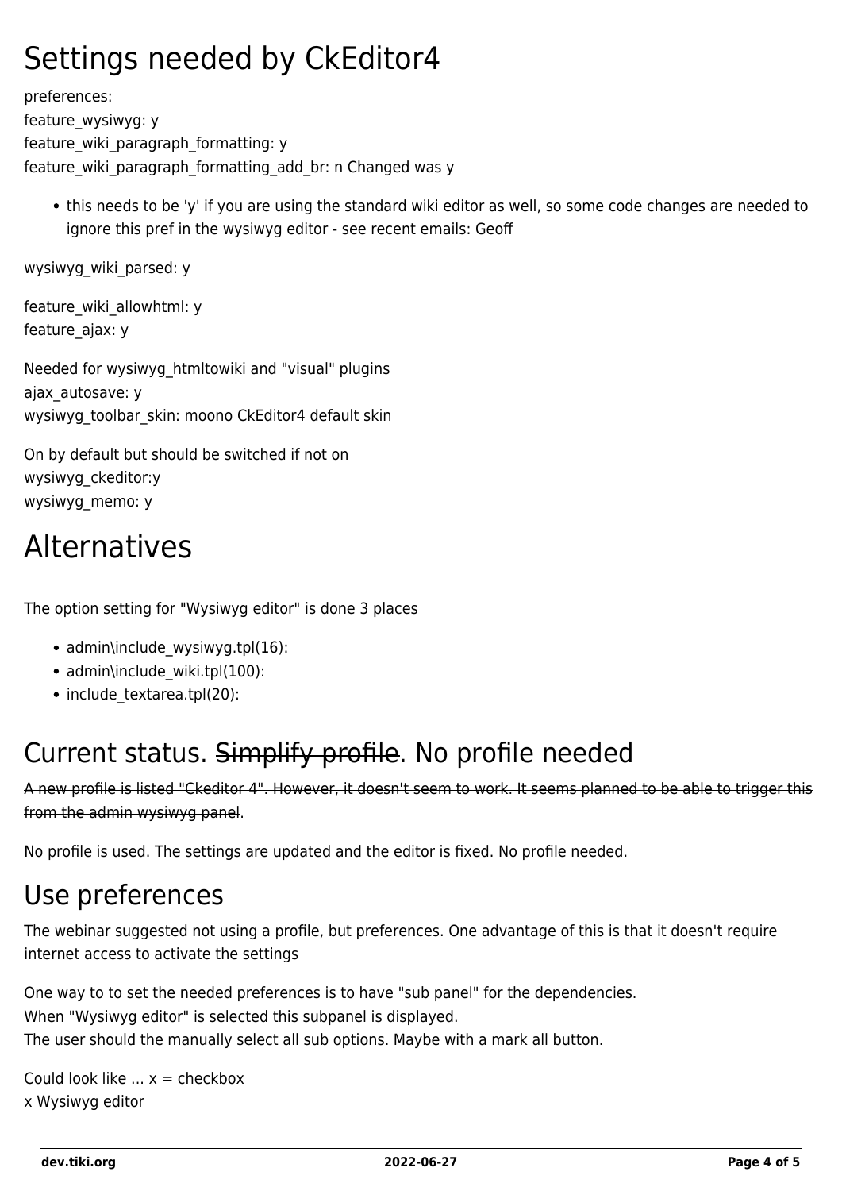# Settings needed by CkEditor4

preferences:
feature_wysiwyg: y
feature_wiki_paragraph_formatting: y
feature_wiki_paragraph_formatting_add_br: n Changed was y

- this needs to be 'y' if you are using the standard wiki editor as well, so some code changes are needed to ignore this pref in the wysiwyg editor - see recent emails: Geoff

wysiwyg_wiki_parsed: y

feature_wiki_allowhtml: y
feature_ajax: y

Needed for wysiwyg_htmltowiki and "visual" plugins
ajax_autosave: y
wysiwyg_toolbar_skin: moono CkEditor4 default skin

On by default but should be switched if not on
wysiwyg_ckeditor:y
wysiwyg_memo: y

# Alternatives

The option setting for "Wysiwyg editor" is done 3 places

- admin\include_wysiwyg.tpl(16):
- admin\include_wiki.tpl(100):
- include_textarea.tpl(20):

## Current status. ~~Simplify profile~~. No profile needed

~~A new profile is listed "Ckeditor 4". However, it doesn't seem to work. It seems planned to be able to trigger this from the admin wysiwyg panel~~.

No profile is used. The settings are updated and the editor is fixed. No profile needed.

## Use preferences

The webinar suggested not using a profile, but preferences. One advantage of this is that it doesn't require internet access to activate the settings

One way to to set the needed preferences is to have "sub panel" for the dependencies.
When "Wysiwyg editor" is selected this subpanel is displayed.
The user should the manually select all sub options. Maybe with a mark all button.

Could look like ... x = checkbox
x Wysiwyg editor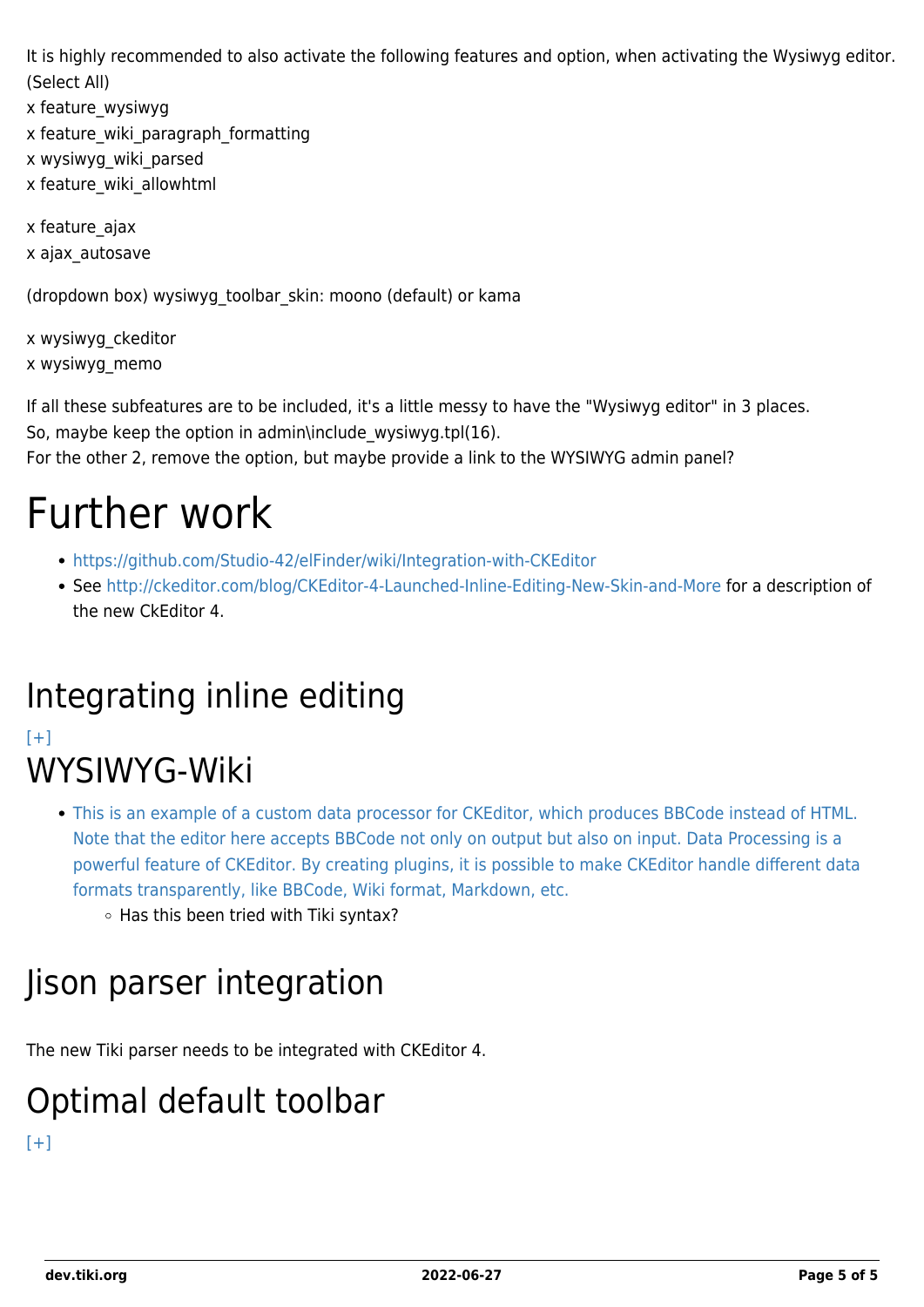It is highly recommended to also activate the following features and option, when activating the Wysiwyg editor.
(Select All)
x feature_wysiwyg
x feature_wiki_paragraph_formatting
x wysiwyg_wiki_parsed
x feature_wiki_allowhtml

x feature_ajax
x ajax_autosave

(dropdown box) wysiwyg_toolbar_skin: moono (default) or kama

x wysiwyg_ckeditor
x wysiwyg_memo

If all these subfeatures are to be included, it's a little messy to have the "Wysiwyg editor" in 3 places.
So, maybe keep the option in admin\include_wysiwyg.tpl(16).
For the other 2, remove the option, but maybe provide a link to the WYSIWYG admin panel?

# Further work

- https://github.com/Studio-42/elFinder/wiki/Integration-with-CKEditor
- See http://ckeditor.com/blog/CKEditor-4-Launched-Inline-Editing-New-Skin-and-More for a description of the new CkEditor 4.

## Integrating inline editing

[+]

## WYSIWYG-Wiki

- This is an example of a custom data processor for CKEditor, which produces BBCode instead of HTML. Note that the editor here accepts BBCode not only on output but also on input. Data Processing is a powerful feature of CKEditor. By creating plugins, it is possible to make CKEditor handle different data formats transparently, like BBCode, Wiki format, Markdown, etc.
    - Has this been tried with Tiki syntax?

## Jison parser integration

The new Tiki parser needs to be integrated with CKEditor 4.

## Optimal default toolbar

[+]